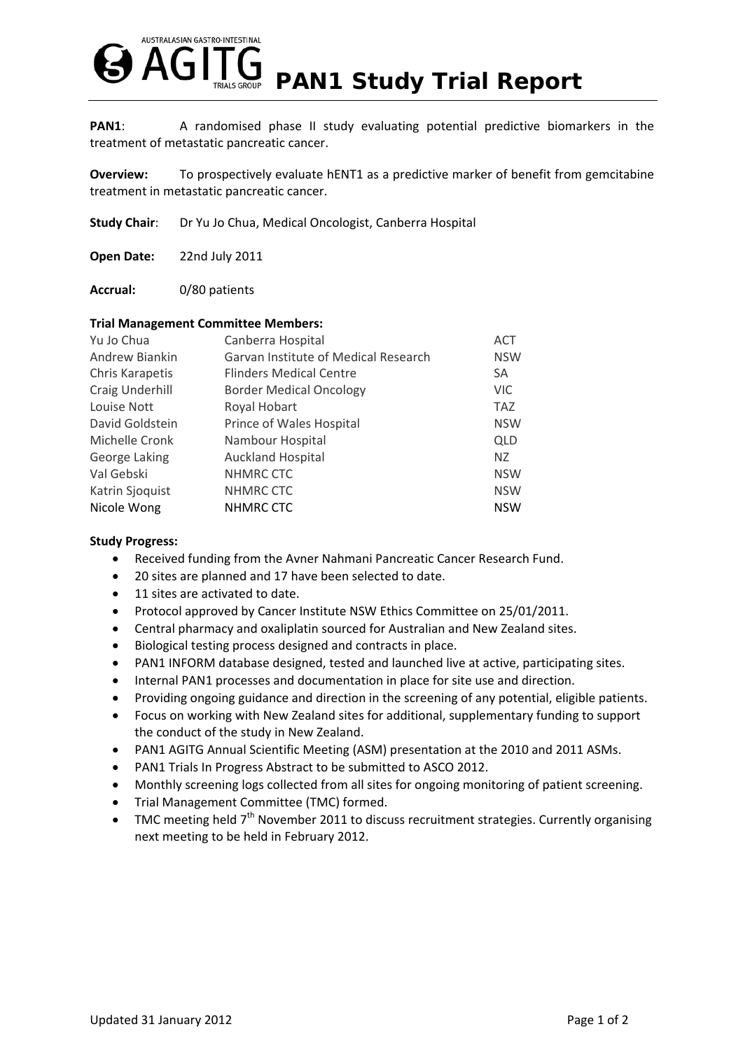# PAN1 Study Trial Report

**PAN1**: A randomised phase II study evaluating potential predictive biomarkers in the treatment of metastatic pancreatic cancer.

**Overview:** To prospectively evaluate hENT1 as a predictive marker of benefit from gemcitabine treatment in metastatic pancreatic cancer.

**Study Chair**: Dr Yu Jo Chua, Medical Oncologist, Canberra Hospital

**Open Date:** 22nd July 2011

**Accrual:** 0/80 patients

**Trial Management Committee Members:**

| | | |
|---|---|---|
| Yu Jo Chua | Canberra Hospital | ACT |
| Andrew Biankin | Garvan Institute of Medical Research | NSW |
| Chris Karapetis | Flinders Medical Centre | SA |
| Craig Underhill | Border Medical Oncology | VIC |
| Louise Nott | Royal Hobart | TAZ |
| David Goldstein | Prince of Wales Hospital | NSW |
| Michelle Cronk | Nambour Hospital | QLD |
| George Laking | Auckland Hospital | NZ |
| Val Gebski | NHMRC CTC | NSW |
| Katrin Sjoquist | NHMRC CTC | NSW |
| Nicole Wong | NHMRC CTC | NSW |

**Study Progress:**

- Received funding from the Avner Nahmani Pancreatic Cancer Research Fund.
- 20 sites are planned and 17 have been selected to date.
- 11 sites are activated to date.
- Protocol approved by Cancer Institute NSW Ethics Committee on 25/01/2011.
- Central pharmacy and oxaliplatin sourced for Australian and New Zealand sites.
- Biological testing process designed and contracts in place.
- PAN1 INFORM database designed, tested and launched live at active, participating sites.
- Internal PAN1 processes and documentation in place for site use and direction.
- Providing ongoing guidance and direction in the screening of any potential, eligible patients.
- Focus on working with New Zealand sites for additional, supplementary funding to support the conduct of the study in New Zealand.
- PAN1 AGITG Annual Scientific Meeting (ASM) presentation at the 2010 and 2011 ASMs.
- PAN1 Trials In Progress Abstract to be submitted to ASCO 2012.
- Monthly screening logs collected from all sites for ongoing monitoring of patient screening.
- Trial Management Committee (TMC) formed.
- TMC meeting held 7th November 2011 to discuss recruitment strategies. Currently organising next meeting to be held in February 2012.

Updated 31 January 2012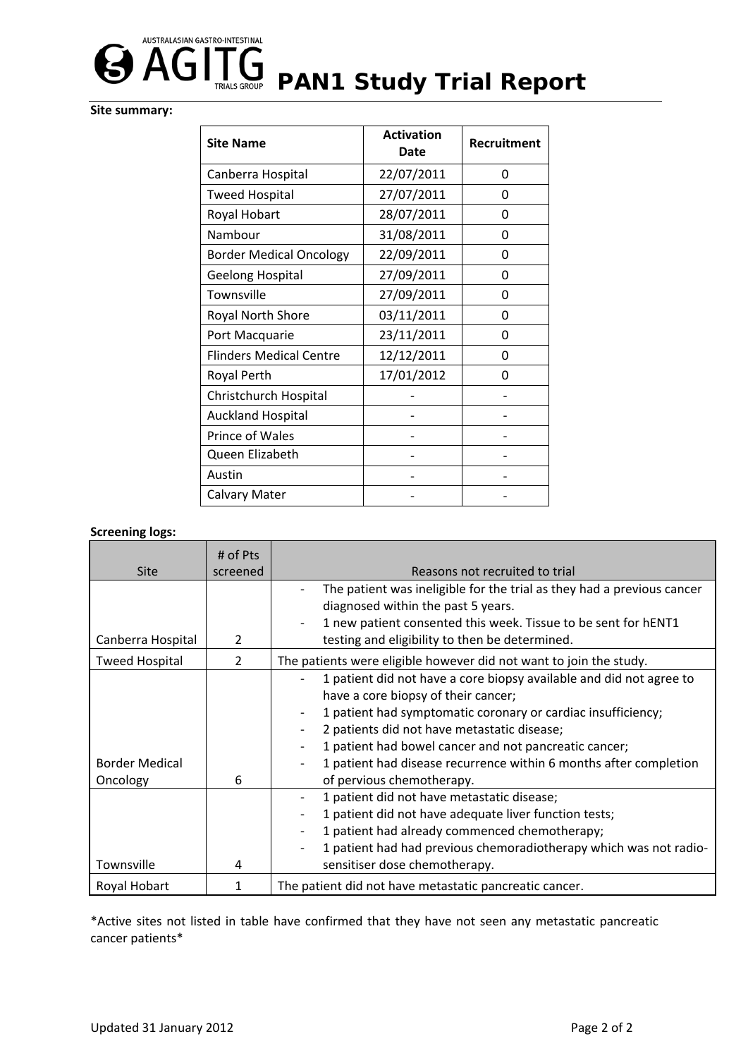# PAN1 Study Trial Report

**Site summary:**

| Site Name | Activation Date | Recruitment |
|---|---|---|
| Canberra Hospital | 22/07/2011 | 0 |
| Tweed Hospital | 27/07/2011 | 0 |
| Royal Hobart | 28/07/2011 | 0 |
| Nambour | 31/08/2011 | 0 |
| Border Medical Oncology | 22/09/2011 | 0 |
| Geelong Hospital | 27/09/2011 | 0 |
| Townsville | 27/09/2011 | 0 |
| Royal North Shore | 03/11/2011 | 0 |
| Port Macquarie | 23/11/2011 | 0 |
| Flinders Medical Centre | 12/12/2011 | 0 |
| Royal Perth | 17/01/2012 | 0 |
| Christchurch Hospital | - | - |
| Auckland Hospital | - | - |
| Prince of Wales | - | - |
| Queen Elizabeth | - | - |
| Austin | - | - |
| Calvary Mater | - | - |

**Screening logs:**

| Site | # of Pts screened | Reasons not recruited to trial |
|---|---|---|
| Canberra Hospital | 2 | - The patient was ineligible for the trial as they had a previous cancer diagnosed within the past 5 years.<br>- 1 new patient consented this week. Tissue to be sent for hENT1 testing and eligibility to then be determined. |
| Tweed Hospital | 2 | The patients were eligible however did not want to join the study. |
| Border Medical Oncology | 6 | - 1 patient did not have a core biopsy available and did not agree to have a core biopsy of their cancer;<br>- 1 patient had symptomatic coronary or cardiac insufficiency;<br>- 2 patients did not have metastatic disease;<br>- 1 patient had bowel cancer and not pancreatic cancer;<br>- 1 patient had disease recurrence within 6 months after completion of pervious chemotherapy. |
| Townsville | 4 | - 1 patient did not have metastatic disease;<br>- 1 patient did not have adequate liver function tests;<br>- 1 patient had already commenced chemotherapy;<br>- 1 patient had had previous chemoradiotherapy which was not radio-sensitiser dose chemotherapy. |
| Royal Hobart | 1 | The patient did not have metastatic pancreatic cancer. |

*Active sites not listed in table have confirmed that they have not seen any metastatic pancreatic cancer patients*

Updated 31 January 2012